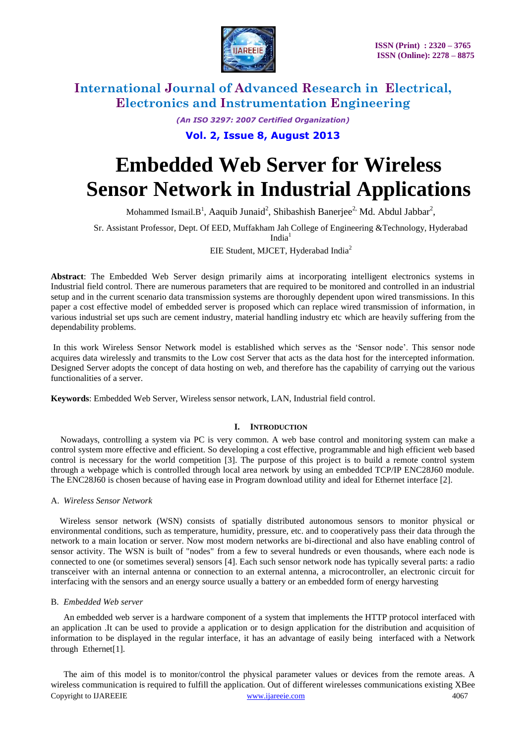# Embedded Web Server for Wireless Sensor Network in Industrial Applications

Mohammed Ismail.B[1], Aaquib Junaid[2], Shibashish Banerjee[2], Md. Abdul Jabbar[2],

Sr. Assistant Professor, Dept. Of EED, Muffakham Jah College of Engineering &Technology, Hyderabad India[1]

EIE Student, MJCET, Hyderabad India[2]

**Abstract**: The Embedded Web Server design primarily aims at incorporating intelligent electronics systems in Industrial field control. There are numerous parameters that are required to be monitored and controlled in an industrial setup and in the current scenario data transmission systems are thoroughly dependent upon wired transmissions. In this paper a cost effective model of embedded server is proposed which can replace wired transmission of information, in various industrial set ups such are cement industry, material handling industry etc which are heavily suffering from the dependability problems.

In this work Wireless Sensor Network model is established which serves as the 'Sensor node'. This sensor node acquires data wirelessly and transmits to the Low cost Server that acts as the data host for the intercepted information. Designed Server adopts the concept of data hosting on web, and therefore has the capability of carrying out the various functionalities of a server.

**Keywords**: Embedded Web Server, Wireless sensor network, LAN, Industrial field control.

## I. Introduction

Nowadays, controlling a system via PC is very common. A web base control and monitoring system can make a control system more effective and efficient. So developing a cost effective, programmable and high efficient web based control is necessary for the world competition [3]. The purpose of this project is to build a remote control system through a webpage which is controlled through local area network by using an embedded TCP/IP ENC28J60 module. The ENC28J60 is chosen because of having ease in Program download utility and ideal for Ethernet interface [2].

### A. *Wireless Sensor Network*

Wireless sensor network (WSN) consists of spatially distributed autonomous sensors to monitor physical or environmental conditions, such as temperature, humidity, pressure, etc. and to cooperatively pass their data through the network to a main location or server. Now most modern networks are bi-directional and also have enabling control of sensor activity. The WSN is built of "nodes" from a few to several hundreds or even thousands, where each node is connected to one (or sometimes several) sensors [4]. Each such sensor network node has typically several parts: a radio transceiver with an internal antenna or connection to an external antenna, a microcontroller, an electronic circuit for interfacing with the sensors and an energy source usually a battery or an embedded form of energy harvesting

### B. *Embedded Web server*

An embedded web server is a hardware component of a system that implements the HTTP protocol interfaced with an application .It can be used to provide a application or to design application for the distribution and acquisition of information to be displayed in the regular interface, it has an advantage of easily being interfaced with a Network through Ethernet[1].

The aim of this model is to monitor/control the physical parameter values or devices from the remote areas. A wireless communication is required to fulfill the application. Out of different wirelesses communications existing XBee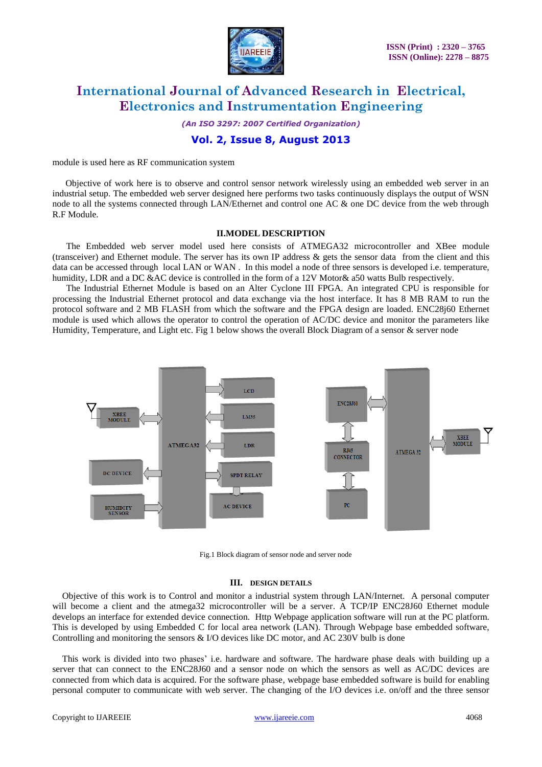module is used here as RF communication system

Objective of work here is to observe and control sensor network wirelessly using an embedded web server in an industrial setup. The embedded web server designed here performs two tasks continuously displays the output of WSN node to all the systems connected through LAN/Ethernet and control one AC & one DC device from the web through R.F Module.

## II.MODEL DESCRIPTION

The Embedded web server model used here consists of ATMEGA32 microcontroller and XBee module (transceiver) and Ethernet module. The server has its own IP address & gets the sensor data from the client and this data can be accessed through local LAN or WAN . In this model a node of three sensors is developed i.e. temperature, humidity, LDR and a DC &AC device is controlled in the form of a 12V Motor& a50 watts Bulb respectively.

The Industrial Ethernet Module is based on an Alter Cyclone III FPGA. An integrated CPU is responsible for processing the Industrial Ethernet protocol and data exchange via the host interface. It has 8 MB RAM to run the protocol software and 2 MB FLASH from which the software and the FPGA design are loaded. ENC28j60 Ethernet module is used which allows the operator to control the operation of AC/DC device and monitor the parameters like Humidity, Temperature, and Light etc. Fig 1 below shows the overall Block Diagram of a sensor & server node

Fig.1 Block diagram of sensor node and server node

## III. DESIGN DETAILS

Objective of this work is to Control and monitor a industrial system through LAN/Internet. A personal computer will become a client and the atmega32 microcontroller will be a server. A TCP/IP ENC28J60 Ethernet module develops an interface for extended device connection. Http Webpage application software will run at the PC platform. This is developed by using Embedded C for local area network (LAN). Through Webpage base embedded software, Controlling and monitoring the sensors & I/O devices like DC motor, and AC 230V bulb is done

This work is divided into two phases' i.e. hardware and software. The hardware phase deals with building up a server that can connect to the ENC28J60 and a sensor node on which the sensors as well as AC/DC devices are connected from which data is acquired. For the software phase, webpage base embedded software is build for enabling personal computer to communicate with web server. The changing of the I/O devices i.e. on/off and the three sensor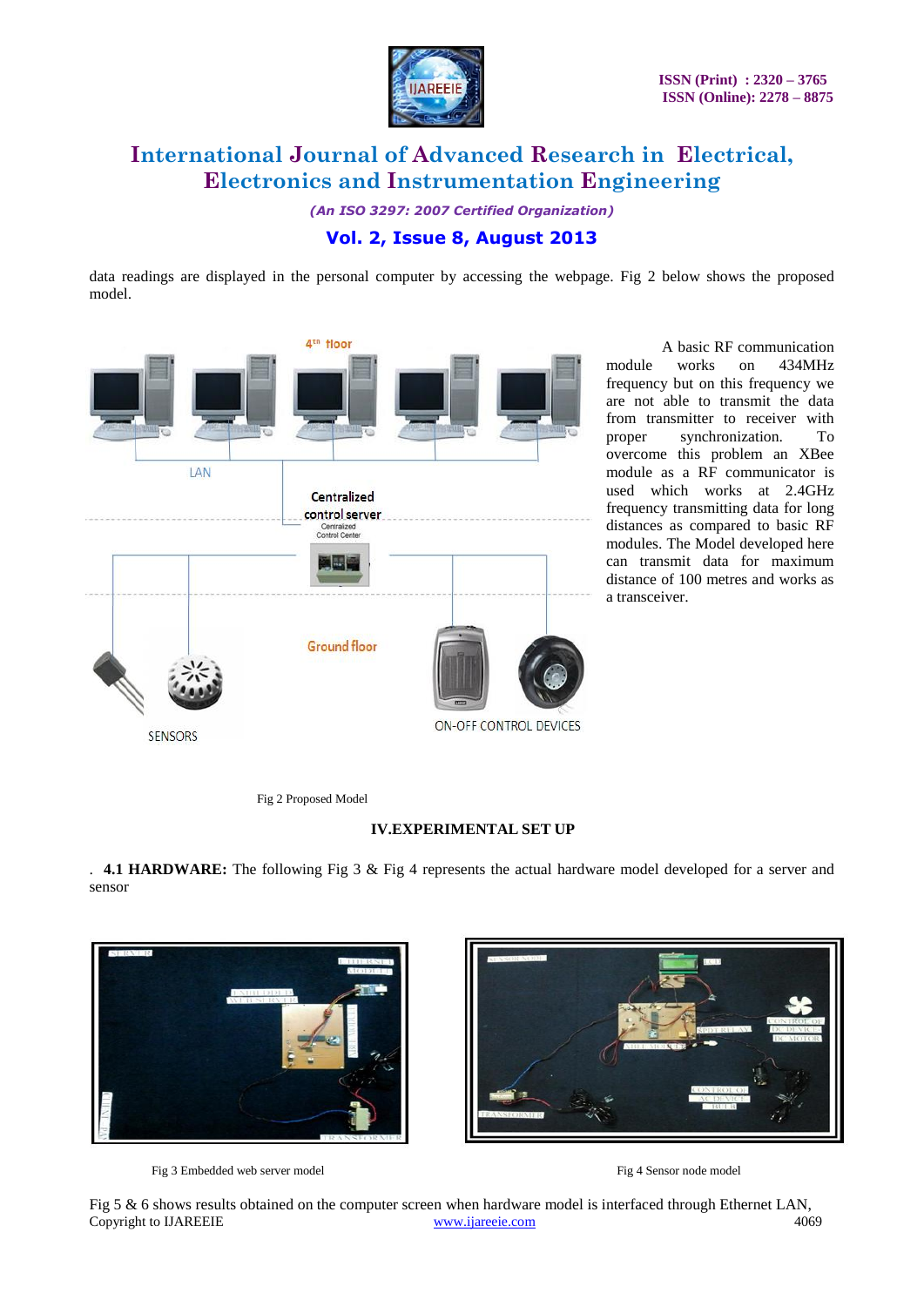data readings are displayed in the personal computer by accessing the webpage. Fig 2 below shows the proposed model.

A basic RF communication module works on 434MHz frequency but on this frequency we are not able to transmit the data from transmitter to receiver with proper synchronization. To overcome this problem an XBee module as a RF communicator is used which works at 2.4GHz frequency transmitting data for long distances as compared to basic RF modules. The Model developed here can transmit data for maximum distance of 100 metres and works as a transceiver.

Fig 2 Proposed Model

## IV.EXPERIMENTAL SET UP

. **4.1 HARDWARE:** The following Fig 3 & Fig 4 represents the actual hardware model developed for a server and sensor

Fig 3 Embedded web server model

Fig 4 Sensor node model

Fig 5 & 6 shows results obtained on the computer screen when hardware model is interfaced through Ethernet LAN,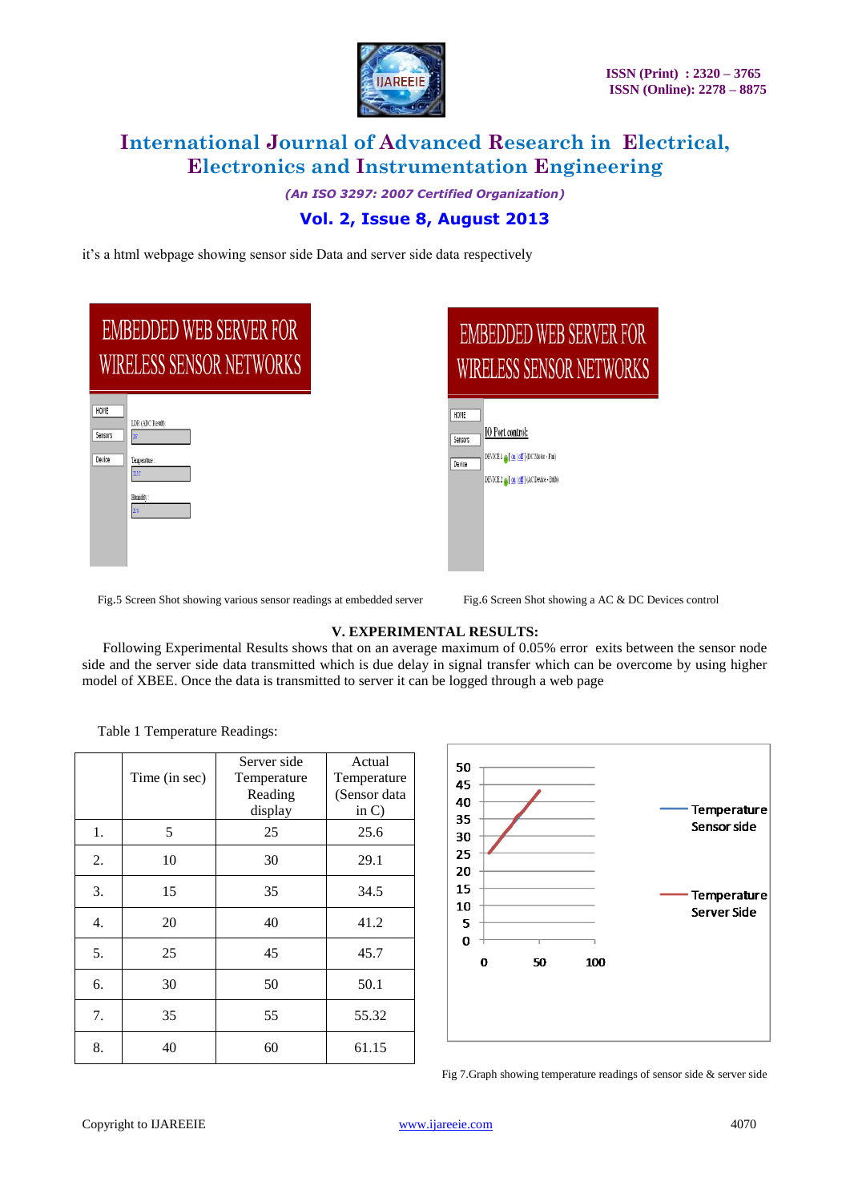it's a html webpage showing sensor side Data and server side data respectively

Fig.5 Screen Shot showing various sensor readings at embedded server

Fig.6 Screen Shot showing a AC & DC Devices control

## V. EXPERIMENTAL RESULTS:

Following Experimental Results shows that on an average maximum of 0.05% error exits between the sensor node side and the server side data transmitted which is due delay in signal transfer which can be overcome by using higher model of XBEE. Once the data is transmitted to server it can be logged through a web page

Table 1 Temperature Readings:

| | Time (in sec) | Server side Temperature Reading display | Actual Temperature (Sensor data in C) |
|---|---|---|---|
| 1. | 5 | 25 | 25.6 |
| 2. | 10 | 30 | 29.1 |
| 3. | 15 | 35 | 34.5 |
| 4. | 20 | 40 | 41.2 |
| 5. | 25 | 45 | 45.7 |
| 6. | 30 | 50 | 50.1 |
| 7. | 35 | 55 | 55.32 |
| 8. | 40 | 60 | 61.15 |

Fig 7.Graph showing temperature readings of sensor side & server side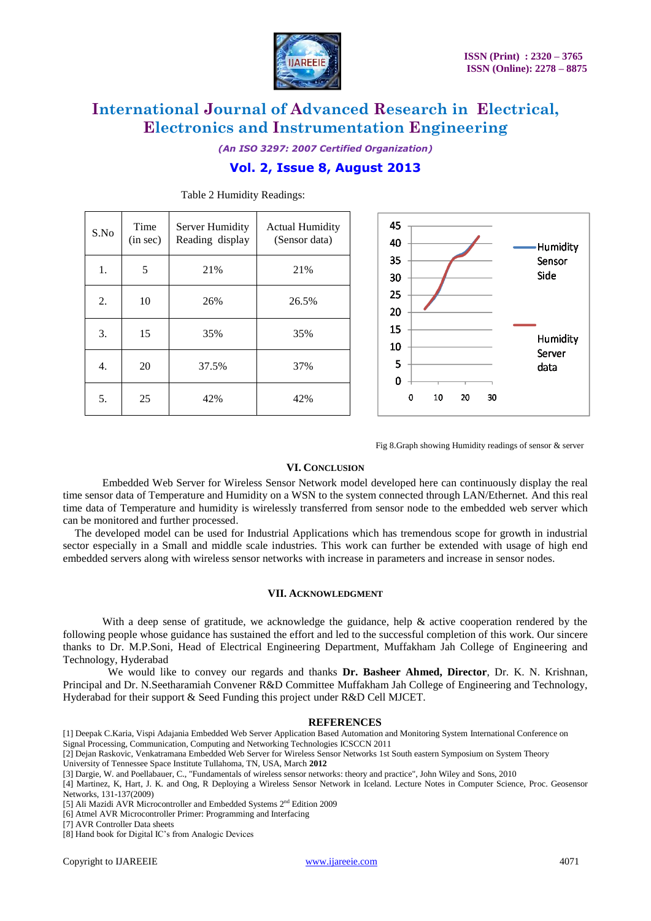Table 2 Humidity Readings:

| S.No | Time (in sec) | Server Humidity Reading display | Actual Humidity (Sensor data) |
|---|---|---|---|
| 1. | 5 | 21% | 21% |
| 2. | 10 | 26% | 26.5% |
| 3. | 15 | 35% | 35% |
| 4. | 20 | 37.5% | 37% |
| 5. | 25 | 42% | 42% |

45
40
35
30
25
20
15
10
5
0
0 10 20 30
Humidity Sensor Side
Humidity Server data

Fig 8.Graph showing Humidity readings of sensor & server

## VI. CONCLUSION

Embedded Web Server for Wireless Sensor Network model developed here can continuously display the real time sensor data of Temperature and Humidity on a WSN to the system connected through LAN/Ethernet. And this real time data of Temperature and humidity is wirelessly transferred from sensor node to the embedded web server which can be monitored and further processed.

The developed model can be used for Industrial Applications which has tremendous scope for growth in industrial sector especially in a Small and middle scale industries. This work can further be extended with usage of high end embedded servers along with wireless sensor networks with increase in parameters and increase in sensor nodes.

## VII. ACKNOWLEDGMENT

With a deep sense of gratitude, we acknowledge the guidance, help & active cooperation rendered by the following people whose guidance has sustained the effort and led to the successful completion of this work. Our sincere thanks to Dr. M.P.Soni, Head of Electrical Engineering Department, Muffakham Jah College of Engineering and Technology, Hyderabad

We would like to convey our regards and thanks **Dr. Basheer Ahmed, Director**, Dr. K. N. Krishnan, Principal and Dr. N.Seetharamiah Convener R&D Committee Muffakham Jah College of Engineering and Technology, Hyderabad for their support & Seed Funding this project under R&D Cell MJCET.

## REFERENCES

[1] Deepak C.Karia, Vispi Adajania Embedded Web Server Application Based Automation and Monitoring System International Conference on Signal Processing, Communication, Computing and Networking Technologies ICSCCN 2011

[2] Dejan Raskovic, Venkatramana Embedded Web Server for Wireless Sensor Networks 1st South eastern Symposium on System Theory University of Tennessee Space Institute Tullahoma, TN, USA, March **2012**

[3] Dargie, W. and Poellabauer, C., "Fundamentals of wireless sensor networks: theory and practice", John Wiley and Sons, 2010

[4] Martinez, K, Hart, J. K. and Ong, R Deploying a Wireless Sensor Network in Iceland. Lecture Notes in Computer Science, Proc. Geosensor Networks, 131-137(2009)

[5] Ali Mazidi AVR Microcontroller and Embedded Systems 2nd Edition 2009

[6] Atmel AVR Microcontroller Primer: Programming and Interfacing

[7] AVR Controller Data sheets

[8] Hand book for Digital IC's from Analogic Devices